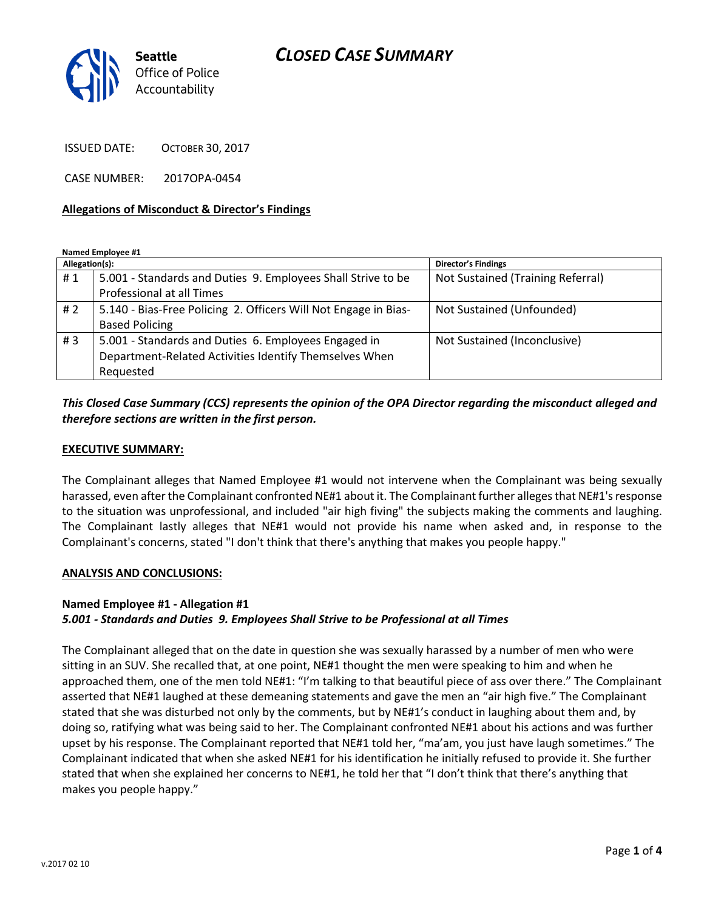# CLOSED CASE SUMMARY

Seattle Office of Police Accountability

ISSUED DATE: OCTOBER 30, 2017

CASE NUMBER: 2017OPA-0454

**Allegations of Misconduct & Director's Findings**

**Named Employee #1**

| Allegation(s): | | Director's Findings |
|---|---|---|
| # 1 | 5.001 - Standards and Duties 9. Employees Shall Strive to be Professional at all Times | Not Sustained (Training Referral) |
| # 2 | 5.140 - Bias-Free Policing 2. Officers Will Not Engage in Bias-Based Policing | Not Sustained (Unfounded) |
| # 3 | 5.001 - Standards and Duties 6. Employees Engaged in Department-Related Activities Identify Themselves When Requested | Not Sustained (Inconclusive) |

***This Closed Case Summary (CCS) represents the opinion of the OPA Director regarding the misconduct alleged and therefore sections are written in the first person.***

**EXECUTIVE SUMMARY:**

The Complainant alleges that Named Employee #1 would not intervene when the Complainant was being sexually harassed, even after the Complainant confronted NE#1 about it. The Complainant further alleges that NE#1's response to the situation was unprofessional, and included "air high fiving" the subjects making the comments and laughing. The Complainant lastly alleges that NE#1 would not provide his name when asked and, in response to the Complainant's concerns, stated "I don't think that there's anything that makes you people happy."

**ANALYSIS AND CONCLUSIONS:**

**Named Employee #1 - Allegation #1**
***5.001 - Standards and Duties 9. Employees Shall Strive to be Professional at all Times***

The Complainant alleged that on the date in question she was sexually harassed by a number of men who were sitting in an SUV. She recalled that, at one point, NE#1 thought the men were speaking to him and when he approached them, one of the men told NE#1: "I'm talking to that beautiful piece of ass over there." The Complainant asserted that NE#1 laughed at these demeaning statements and gave the men an "air high five." The Complainant stated that she was disturbed not only by the comments, but by NE#1's conduct in laughing about them and, by doing so, ratifying what was being said to her. The Complainant confronted NE#1 about his actions and was further upset by his response. The Complainant reported that NE#1 told her, "ma'am, you just have laugh sometimes." The Complainant indicated that when she asked NE#1 for his identification he initially refused to provide it. She further stated that when she explained her concerns to NE#1, he told her that "I don't think that there's anything that makes you people happy."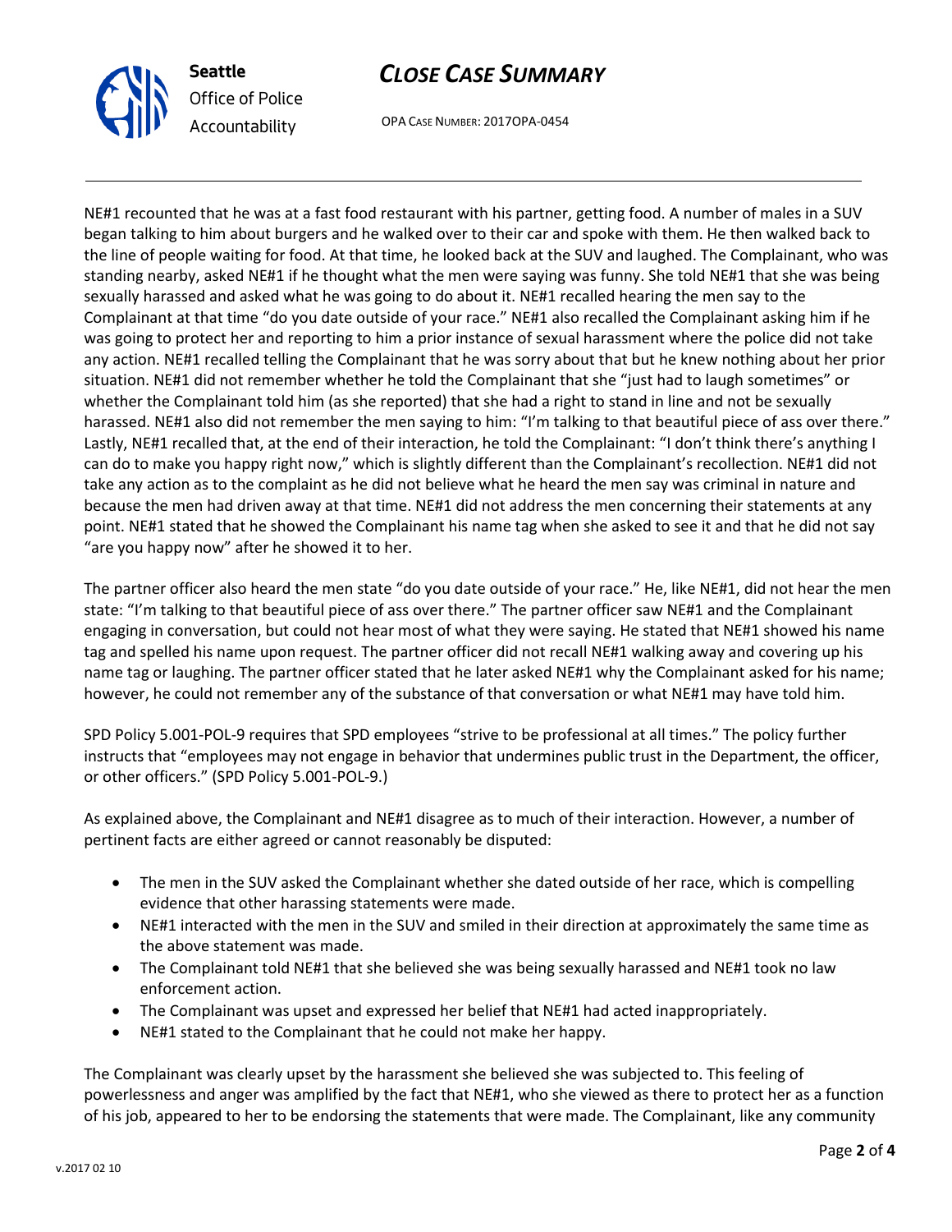NE#1 recounted that he was at a fast food restaurant with his partner, getting food. A number of males in a SUV began talking to him about burgers and he walked over to their car and spoke with them. He then walked back to the line of people waiting for food. At that time, he looked back at the SUV and laughed. The Complainant, who was standing nearby, asked NE#1 if he thought what the men were saying was funny. She told NE#1 that she was being sexually harassed and asked what he was going to do about it. NE#1 recalled hearing the men say to the Complainant at that time "do you date outside of your race." NE#1 also recalled the Complainant asking him if he was going to protect her and reporting to him a prior instance of sexual harassment where the police did not take any action. NE#1 recalled telling the Complainant that he was sorry about that but he knew nothing about her prior situation. NE#1 did not remember whether he told the Complainant that she "just had to laugh sometimes" or whether the Complainant told him (as she reported) that she had a right to stand in line and not be sexually harassed. NE#1 also did not remember the men saying to him: "I'm talking to that beautiful piece of ass over there." Lastly, NE#1 recalled that, at the end of their interaction, he told the Complainant: "I don't think there's anything I can do to make you happy right now," which is slightly different than the Complainant's recollection. NE#1 did not take any action as to the complaint as he did not believe what he heard the men say was criminal in nature and because the men had driven away at that time. NE#1 did not address the men concerning their statements at any point. NE#1 stated that he showed the Complainant his name tag when she asked to see it and that he did not say "are you happy now" after he showed it to her.

The partner officer also heard the men state "do you date outside of your race." He, like NE#1, did not hear the men state: "I'm talking to that beautiful piece of ass over there." The partner officer saw NE#1 and the Complainant engaging in conversation, but could not hear most of what they were saying. He stated that NE#1 showed his name tag and spelled his name upon request. The partner officer did not recall NE#1 walking away and covering up his name tag or laughing. The partner officer stated that he later asked NE#1 why the Complainant asked for his name; however, he could not remember any of the substance of that conversation or what NE#1 may have told him.

SPD Policy 5.001-POL-9 requires that SPD employees "strive to be professional at all times." The policy further instructs that "employees may not engage in behavior that undermines public trust in the Department, the officer, or other officers." (SPD Policy 5.001-POL-9.)

As explained above, the Complainant and NE#1 disagree as to much of their interaction. However, a number of pertinent facts are either agreed or cannot reasonably be disputed:

- The men in the SUV asked the Complainant whether she dated outside of her race, which is compelling evidence that other harassing statements were made.
- NE#1 interacted with the men in the SUV and smiled in their direction at approximately the same time as the above statement was made.
- The Complainant told NE#1 that she believed she was being sexually harassed and NE#1 took no law enforcement action.
- The Complainant was upset and expressed her belief that NE#1 had acted inappropriately.
- NE#1 stated to the Complainant that he could not make her happy.

The Complainant was clearly upset by the harassment she believed she was subjected to. This feeling of powerlessness and anger was amplified by the fact that NE#1, who she viewed as there to protect her as a function of his job, appeared to her to be endorsing the statements that were made. The Complainant, like any community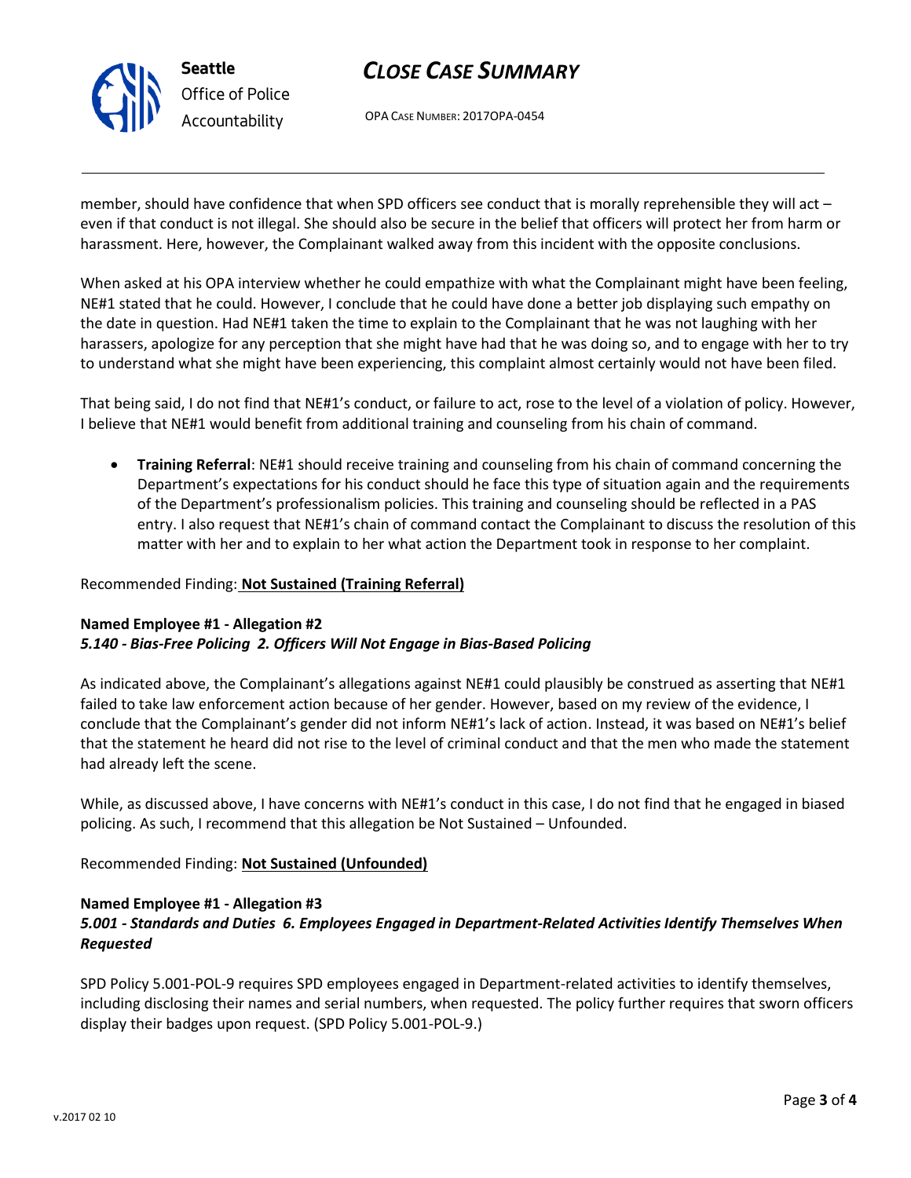member, should have confidence that when SPD officers see conduct that is morally reprehensible they will act – even if that conduct is not illegal. She should also be secure in the belief that officers will protect her from harm or harassment. Here, however, the Complainant walked away from this incident with the opposite conclusions.

When asked at his OPA interview whether he could empathize with what the Complainant might have been feeling, NE#1 stated that he could. However, I conclude that he could have done a better job displaying such empathy on the date in question. Had NE#1 taken the time to explain to the Complainant that he was not laughing with her harassers, apologize for any perception that she might have had that he was doing so, and to engage with her to try to understand what she might have been experiencing, this complaint almost certainly would not have been filed.

That being said, I do not find that NE#1's conduct, or failure to act, rose to the level of a violation of policy. However, I believe that NE#1 would benefit from additional training and counseling from his chain of command.

- **Training Referral**: NE#1 should receive training and counseling from his chain of command concerning the Department's expectations for his conduct should he face this type of situation again and the requirements of the Department's professionalism policies. This training and counseling should be reflected in a PAS entry. I also request that NE#1's chain of command contact the Complainant to discuss the resolution of this matter with her and to explain to her what action the Department took in response to her complaint.

Recommended Finding: **Not Sustained (Training Referral)**

**Named Employee #1 - Allegation #2**
***5.140 - Bias-Free Policing 2. Officers Will Not Engage in Bias-Based Policing***

As indicated above, the Complainant's allegations against NE#1 could plausibly be construed as asserting that NE#1 failed to take law enforcement action because of her gender. However, based on my review of the evidence, I conclude that the Complainant's gender did not inform NE#1's lack of action. Instead, it was based on NE#1's belief that the statement he heard did not rise to the level of criminal conduct and that the men who made the statement had already left the scene.

While, as discussed above, I have concerns with NE#1's conduct in this case, I do not find that he engaged in biased policing. As such, I recommend that this allegation be Not Sustained – Unfounded.

Recommended Finding: **Not Sustained (Unfounded)**

**Named Employee #1 - Allegation #3**
***5.001 - Standards and Duties 6. Employees Engaged in Department-Related Activities Identify Themselves When Requested***

SPD Policy 5.001-POL-9 requires SPD employees engaged in Department-related activities to identify themselves, including disclosing their names and serial numbers, when requested. The policy further requires that sworn officers display their badges upon request. (SPD Policy 5.001-POL-9.)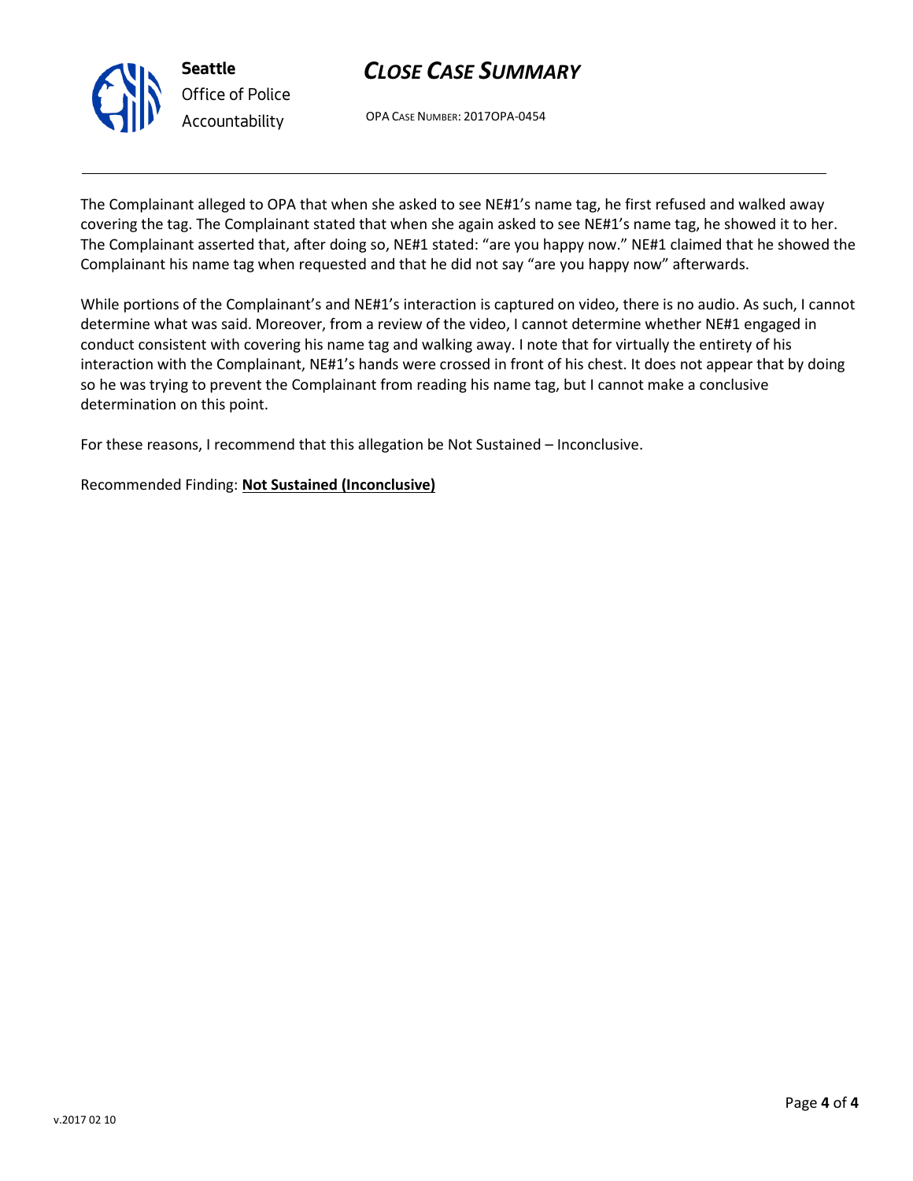The Complainant alleged to OPA that when she asked to see NE#1's name tag, he first refused and walked away covering the tag. The Complainant stated that when she again asked to see NE#1's name tag, he showed it to her. The Complainant asserted that, after doing so, NE#1 stated: "are you happy now." NE#1 claimed that he showed the Complainant his name tag when requested and that he did not say "are you happy now" afterwards.

While portions of the Complainant's and NE#1's interaction is captured on video, there is no audio. As such, I cannot determine what was said. Moreover, from a review of the video, I cannot determine whether NE#1 engaged in conduct consistent with covering his name tag and walking away. I note that for virtually the entirety of his interaction with the Complainant, NE#1's hands were crossed in front of his chest. It does not appear that by doing so he was trying to prevent the Complainant from reading his name tag, but I cannot make a conclusive determination on this point.

For these reasons, I recommend that this allegation be Not Sustained – Inconclusive.

Recommended Finding: **Not Sustained (Inconclusive)**